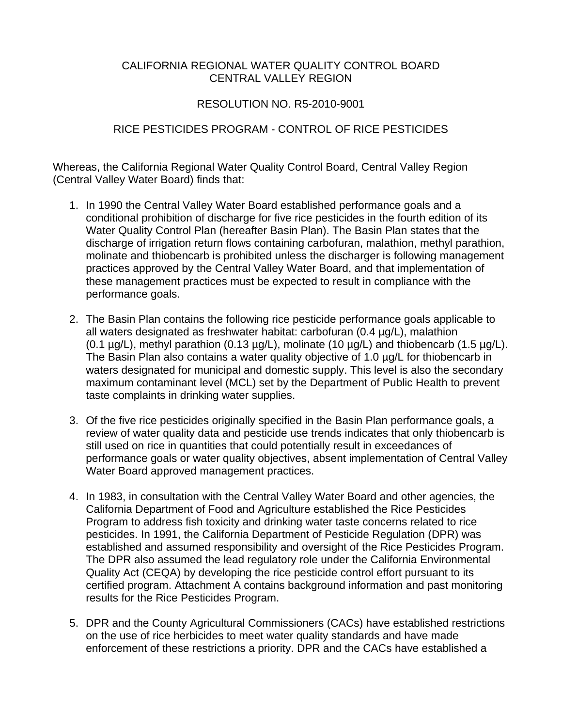# CALIFORNIA REGIONAL WATER QUALITY CONTROL BOARD
# CENTRAL VALLEY REGION

## RESOLUTION NO. R5-2010-9001

## RICE PESTICIDES PROGRAM - CONTROL OF RICE PESTICIDES

Whereas, the California Regional Water Quality Control Board, Central Valley Region (Central Valley Water Board) finds that:

1. In 1990 the Central Valley Water Board established performance goals and a conditional prohibition of discharge for five rice pesticides in the fourth edition of its Water Quality Control Plan (hereafter Basin Plan). The Basin Plan states that the discharge of irrigation return flows containing carbofuran, malathion, methyl parathion, molinate and thiobencarb is prohibited unless the discharger is following management practices approved by the Central Valley Water Board, and that implementation of these management practices must be expected to result in compliance with the performance goals.

2. The Basin Plan contains the following rice pesticide performance goals applicable to all waters designated as freshwater habitat: carbofuran (0.4 µg/L), malathion (0.1 µg/L), methyl parathion (0.13 µg/L), molinate (10 µg/L) and thiobencarb (1.5 µg/L). The Basin Plan also contains a water quality objective of 1.0 µg/L for thiobencarb in waters designated for municipal and domestic supply. This level is also the secondary maximum contaminant level (MCL) set by the Department of Public Health to prevent taste complaints in drinking water supplies.

3. Of the five rice pesticides originally specified in the Basin Plan performance goals, a review of water quality data and pesticide use trends indicates that only thiobencarb is still used on rice in quantities that could potentially result in exceedances of performance goals or water quality objectives, absent implementation of Central Valley Water Board approved management practices.

4. In 1983, in consultation with the Central Valley Water Board and other agencies, the California Department of Food and Agriculture established the Rice Pesticides Program to address fish toxicity and drinking water taste concerns related to rice pesticides. In 1991, the California Department of Pesticide Regulation (DPR) was established and assumed responsibility and oversight of the Rice Pesticides Program. The DPR also assumed the lead regulatory role under the California Environmental Quality Act (CEQA) by developing the rice pesticide control effort pursuant to its certified program. Attachment A contains background information and past monitoring results for the Rice Pesticides Program.

5. DPR and the County Agricultural Commissioners (CACs) have established restrictions on the use of rice herbicides to meet water quality standards and have made enforcement of these restrictions a priority. DPR and the CACs have established a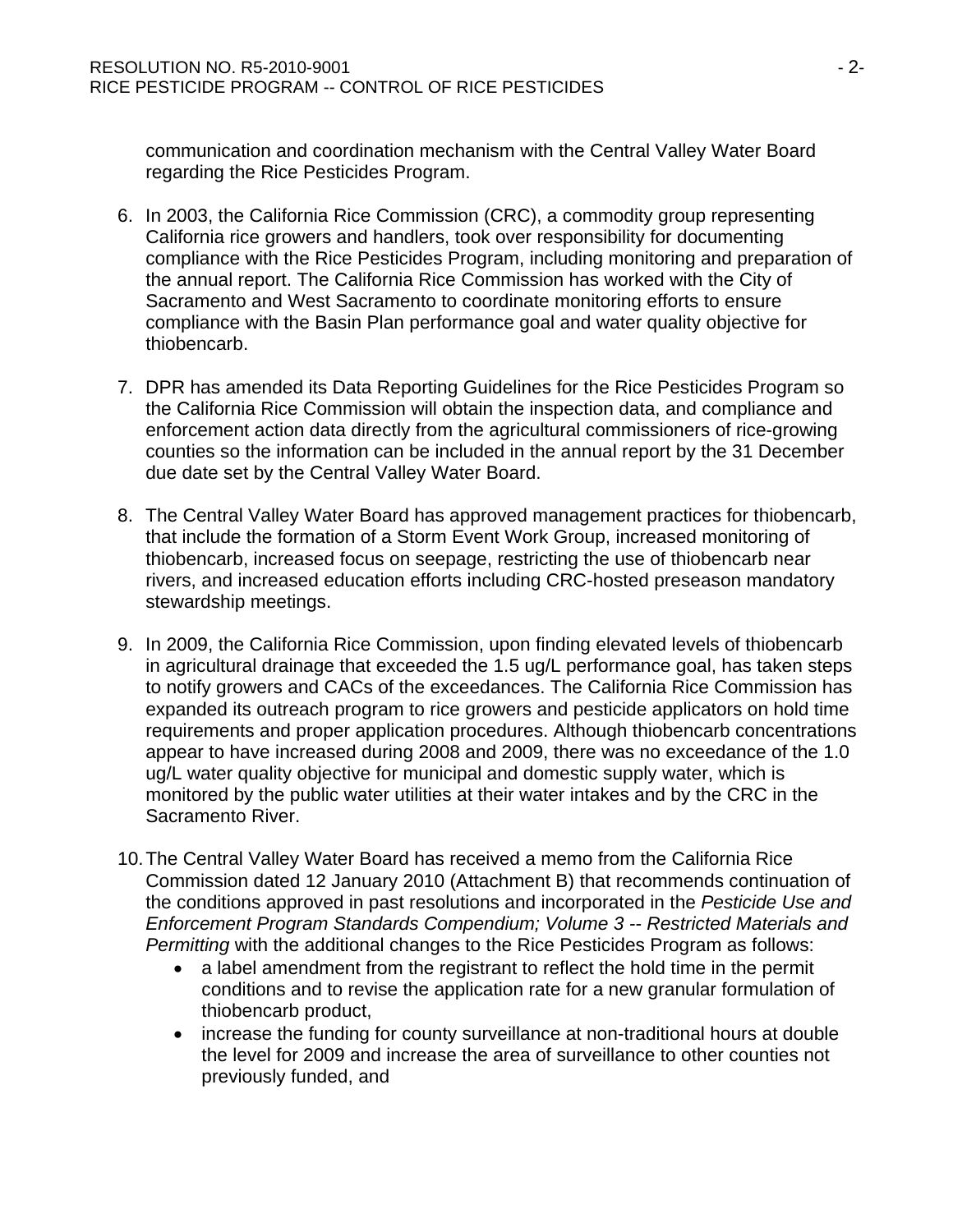communication and coordination mechanism with the Central Valley Water Board regarding the Rice Pesticides Program.

6. In 2003, the California Rice Commission (CRC), a commodity group representing California rice growers and handlers, took over responsibility for documenting compliance with the Rice Pesticides Program, including monitoring and preparation of the annual report. The California Rice Commission has worked with the City of Sacramento and West Sacramento to coordinate monitoring efforts to ensure compliance with the Basin Plan performance goal and water quality objective for thiobencarb.

7. DPR has amended its Data Reporting Guidelines for the Rice Pesticides Program so the California Rice Commission will obtain the inspection data, and compliance and enforcement action data directly from the agricultural commissioners of rice-growing counties so the information can be included in the annual report by the 31 December due date set by the Central Valley Water Board.

8. The Central Valley Water Board has approved management practices for thiobencarb, that include the formation of a Storm Event Work Group, increased monitoring of thiobencarb, increased focus on seepage, restricting the use of thiobencarb near rivers, and increased education efforts including CRC-hosted preseason mandatory stewardship meetings.

9. In 2009, the California Rice Commission, upon finding elevated levels of thiobencarb in agricultural drainage that exceeded the 1.5 ug/L performance goal, has taken steps to notify growers and CACs of the exceedances. The California Rice Commission has expanded its outreach program to rice growers and pesticide applicators on hold time requirements and proper application procedures. Although thiobencarb concentrations appear to have increased during 2008 and 2009, there was no exceedance of the 1.0 ug/L water quality objective for municipal and domestic supply water, which is monitored by the public water utilities at their water intakes and by the CRC in the Sacramento River.

10. The Central Valley Water Board has received a memo from the California Rice Commission dated 12 January 2010 (Attachment B) that recommends continuation of the conditions approved in past resolutions and incorporated in the *Pesticide Use and Enforcement Program Standards Compendium; Volume 3 -- Restricted Materials and Permitting* with the additional changes to the Rice Pesticides Program as follows:
    - a label amendment from the registrant to reflect the hold time in the permit conditions and to revise the application rate for a new granular formulation of thiobencarb product,
    - increase the funding for county surveillance at non-traditional hours at double the level for 2009 and increase the area of surveillance to other counties not previously funded, and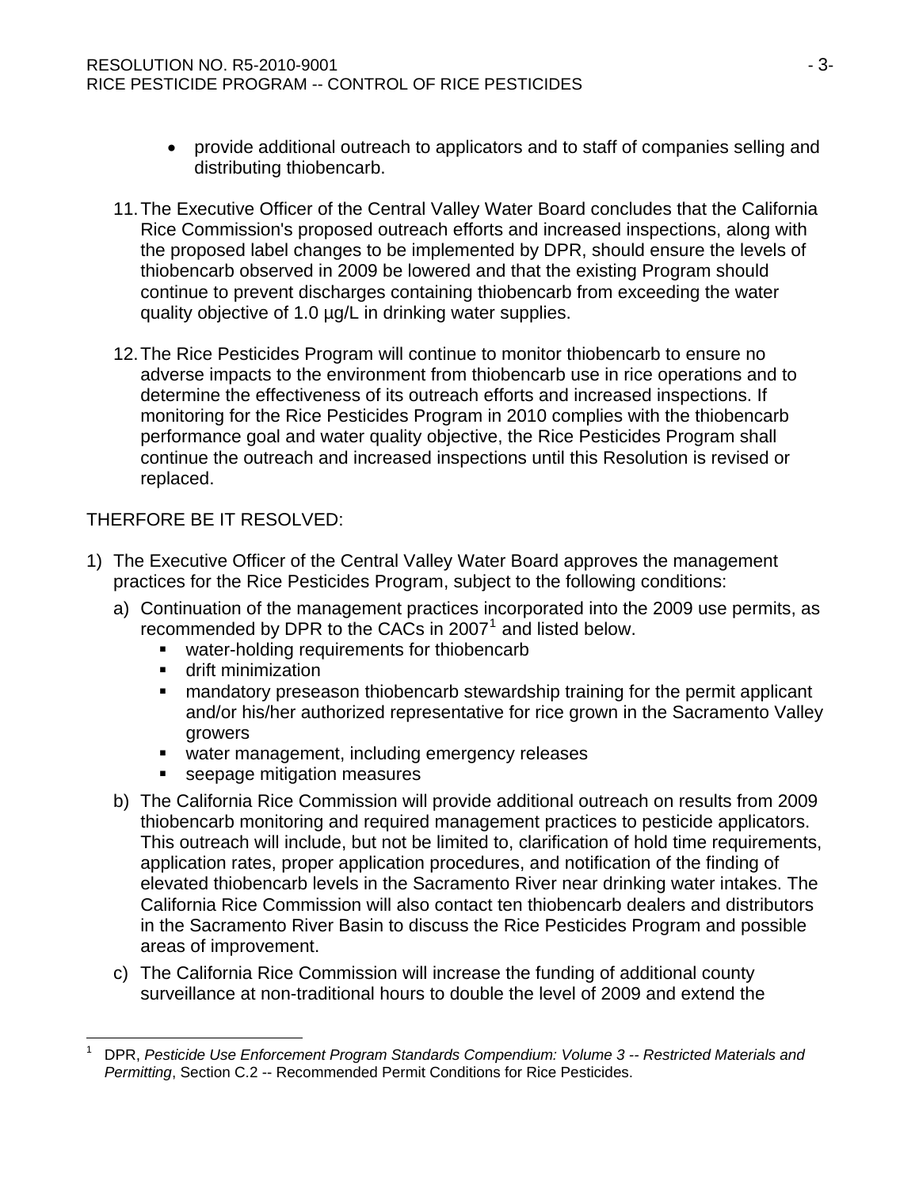- provide additional outreach to applicators and to staff of companies selling and distributing thiobencarb.

11. The Executive Officer of the Central Valley Water Board concludes that the California Rice Commission's proposed outreach efforts and increased inspections, along with the proposed label changes to be implemented by DPR, should ensure the levels of thiobencarb observed in 2009 be lowered and that the existing Program should continue to prevent discharges containing thiobencarb from exceeding the water quality objective of 1.0 µg/L in drinking water supplies.

12. The Rice Pesticides Program will continue to monitor thiobencarb to ensure no adverse impacts to the environment from thiobencarb use in rice operations and to determine the effectiveness of its outreach efforts and increased inspections. If monitoring for the Rice Pesticides Program in 2010 complies with the thiobencarb performance goal and water quality objective, the Rice Pesticides Program shall continue the outreach and increased inspections until this Resolution is revised or replaced.

THERFORE BE IT RESOLVED:

1) The Executive Officer of the Central Valley Water Board approves the management practices for the Rice Pesticides Program, subject to the following conditions:

   a) Continuation of the management practices incorporated into the 2009 use permits, as recommended by DPR to the CACs in 2007[1] and listed below.
      - water-holding requirements for thiobencarb
      - drift minimization
      - mandatory preseason thiobencarb stewardship training for the permit applicant and/or his/her authorized representative for rice grown in the Sacramento Valley growers
      - water management, including emergency releases
      - seepage mitigation measures

   b) The California Rice Commission will provide additional outreach on results from 2009 thiobencarb monitoring and required management practices to pesticide applicators. This outreach will include, but not be limited to, clarification of hold time requirements, application rates, proper application procedures, and notification of the finding of elevated thiobencarb levels in the Sacramento River near drinking water intakes. The California Rice Commission will also contact ten thiobencarb dealers and distributors in the Sacramento River Basin to discuss the Rice Pesticides Program and possible areas of improvement.

   c) The California Rice Commission will increase the funding of additional county surveillance at non-traditional hours to double the level of 2009 and extend the

[1] DPR, *Pesticide Use Enforcement Program Standards Compendium: Volume 3 -- Restricted Materials and Permitting*, Section C.2 -- Recommended Permit Conditions for Rice Pesticides.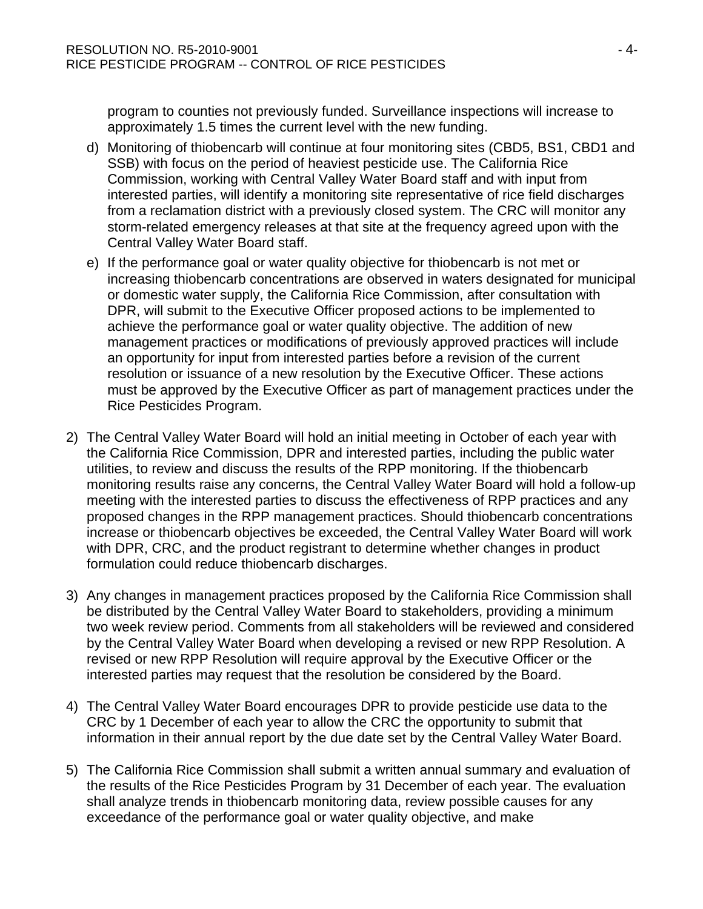program to counties not previously funded. Surveillance inspections will increase to approximately 1.5 times the current level with the new funding.

d) Monitoring of thiobencarb will continue at four monitoring sites (CBD5, BS1, CBD1 and SSB) with focus on the period of heaviest pesticide use. The California Rice Commission, working with Central Valley Water Board staff and with input from interested parties, will identify a monitoring site representative of rice field discharges from a reclamation district with a previously closed system. The CRC will monitor any storm-related emergency releases at that site at the frequency agreed upon with the Central Valley Water Board staff.

e) If the performance goal or water quality objective for thiobencarb is not met or increasing thiobencarb concentrations are observed in waters designated for municipal or domestic water supply, the California Rice Commission, after consultation with DPR, will submit to the Executive Officer proposed actions to be implemented to achieve the performance goal or water quality objective. The addition of new management practices or modifications of previously approved practices will include an opportunity for input from interested parties before a revision of the current resolution or issuance of a new resolution by the Executive Officer. These actions must be approved by the Executive Officer as part of management practices under the Rice Pesticides Program.

2) The Central Valley Water Board will hold an initial meeting in October of each year with the California Rice Commission, DPR and interested parties, including the public water utilities, to review and discuss the results of the RPP monitoring. If the thiobencarb monitoring results raise any concerns, the Central Valley Water Board will hold a follow-up meeting with the interested parties to discuss the effectiveness of RPP practices and any proposed changes in the RPP management practices. Should thiobencarb concentrations increase or thiobencarb objectives be exceeded, the Central Valley Water Board will work with DPR, CRC, and the product registrant to determine whether changes in product formulation could reduce thiobencarb discharges.

3) Any changes in management practices proposed by the California Rice Commission shall be distributed by the Central Valley Water Board to stakeholders, providing a minimum two week review period. Comments from all stakeholders will be reviewed and considered by the Central Valley Water Board when developing a revised or new RPP Resolution. A revised or new RPP Resolution will require approval by the Executive Officer or the interested parties may request that the resolution be considered by the Board.

4) The Central Valley Water Board encourages DPR to provide pesticide use data to the CRC by 1 December of each year to allow the CRC the opportunity to submit that information in their annual report by the due date set by the Central Valley Water Board.

5) The California Rice Commission shall submit a written annual summary and evaluation of the results of the Rice Pesticides Program by 31 December of each year. The evaluation shall analyze trends in thiobencarb monitoring data, review possible causes for any exceedance of the performance goal or water quality objective, and make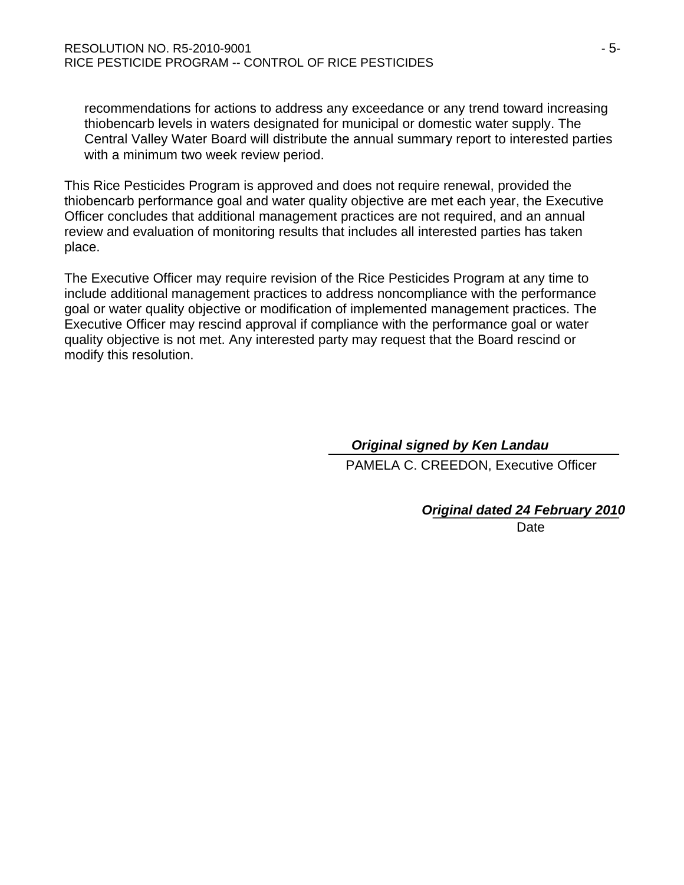recommendations for actions to address any exceedance or any trend toward increasing thiobencarb levels in waters designated for municipal or domestic water supply. The Central Valley Water Board will distribute the annual summary report to interested parties with a minimum two week review period.

This Rice Pesticides Program is approved and does not require renewal, provided the thiobencarb performance goal and water quality objective are met each year, the Executive Officer concludes that additional management practices are not required, and an annual review and evaluation of monitoring results that includes all interested parties has taken place.

The Executive Officer may require revision of the Rice Pesticides Program at any time to include additional management practices to address noncompliance with the performance goal or water quality objective or modification of implemented management practices. The Executive Officer may rescind approval if compliance with the performance goal or water quality objective is not met. Any interested party may request that the Board rescind or modify this resolution.

***Original signed by Ken Landau***
PAMELA C. CREEDON, Executive Officer

***Original dated 24 February 2010***
Date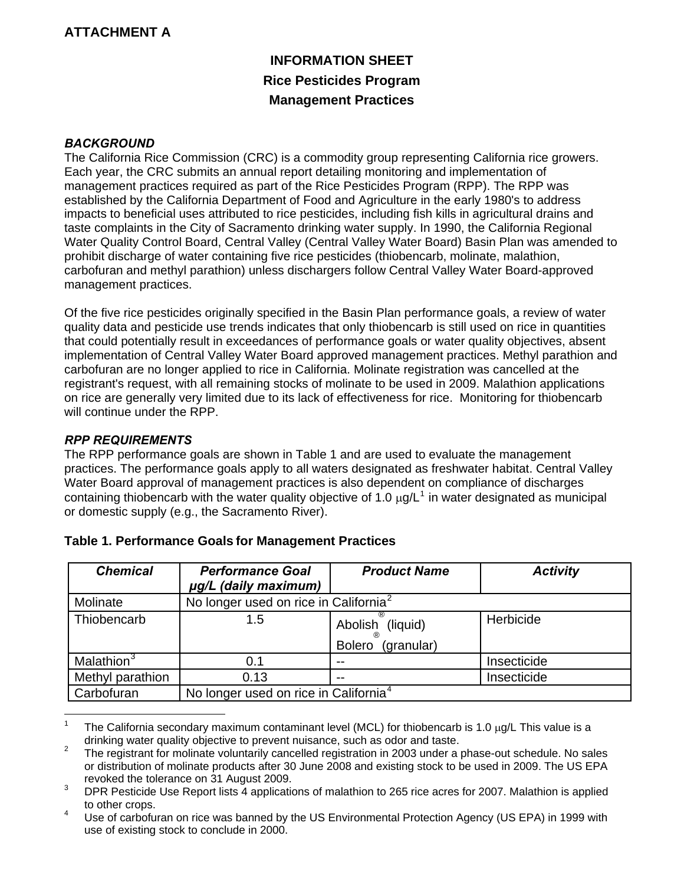## ATTACHMENT A

# INFORMATION SHEET
# Rice Pesticides Program
# Management Practices

### *BACKGROUND*

The California Rice Commission (CRC) is a commodity group representing California rice growers. Each year, the CRC submits an annual report detailing monitoring and implementation of management practices required as part of the Rice Pesticides Program (RPP). The RPP was established by the California Department of Food and Agriculture in the early 1980's to address impacts to beneficial uses attributed to rice pesticides, including fish kills in agricultural drains and taste complaints in the City of Sacramento drinking water supply. In 1990, the California Regional Water Quality Control Board, Central Valley (Central Valley Water Board) Basin Plan was amended to prohibit discharge of water containing five rice pesticides (thiobencarb, molinate, malathion, carbofuran and methyl parathion) unless dischargers follow Central Valley Water Board-approved management practices.

Of the five rice pesticides originally specified in the Basin Plan performance goals, a review of water quality data and pesticide use trends indicates that only thiobencarb is still used on rice in quantities that could potentially result in exceedances of performance goals or water quality objectives, absent implementation of Central Valley Water Board approved management practices. Methyl parathion and carbofuran are no longer applied to rice in California. Molinate registration was cancelled at the registrant's request, with all remaining stocks of molinate to be used in 2009. Malathion applications on rice are generally very limited due to its lack of effectiveness for rice. Monitoring for thiobencarb will continue under the RPP.

### *RPP REQUIREMENTS*

The RPP performance goals are shown in Table 1 and are used to evaluate the management practices. The performance goals apply to all waters designated as freshwater habitat. Central Valley Water Board approval of management practices is also dependent on compliance of discharges containing thiobencarb with the water quality objective of 1.0 μg/L[1] in water designated as municipal or domestic supply (e.g., the Sacramento River).

**Table 1. Performance Goals for Management Practices**

| *Chemical* | *Performance Goal μg/L (daily maximum)* | *Product Name* | *Activity* |
|---|---|---|---|
| Molinate | No longer used on rice in California[2] | | |
| Thiobencarb | 1.5 | Abolish® (liquid)<br>Bolero® (granular) | Herbicide |
| Malathion[3] | 0.1 | -- | Insecticide |
| Methyl parathion | 0.13 | -- | Insecticide |
| Carbofuran | No longer used on rice in California[4] | | |

---

1 The California secondary maximum contaminant level (MCL) for thiobencarb is 1.0 μg/L This value is a drinking water quality objective to prevent nuisance, such as odor and taste.

2 The registrant for molinate voluntarily cancelled registration in 2003 under a phase-out schedule. No sales or distribution of molinate products after 30 June 2008 and existing stock to be used in 2009. The US EPA revoked the tolerance on 31 August 2009.

3 DPR Pesticide Use Report lists 4 applications of malathion to 265 rice acres for 2007. Malathion is applied to other crops.

4 Use of carbofuran on rice was banned by the US Environmental Protection Agency (US EPA) in 1999 with use of existing stock to conclude in 2000.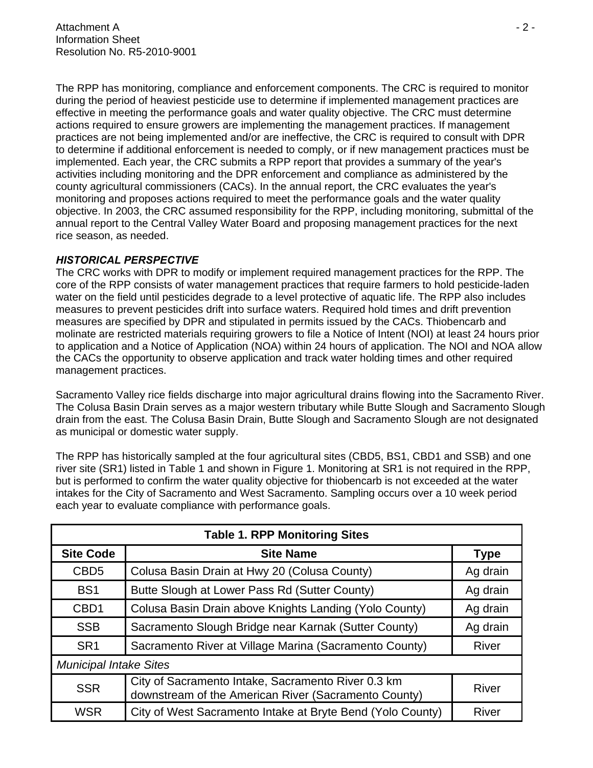The RPP has monitoring, compliance and enforcement components. The CRC is required to monitor during the period of heaviest pesticide use to determine if implemented management practices are effective in meeting the performance goals and water quality objective. The CRC must determine actions required to ensure growers are implementing the management practices. If management practices are not being implemented and/or are ineffective, the CRC is required to consult with DPR to determine if additional enforcement is needed to comply, or if new management practices must be implemented. Each year, the CRC submits a RPP report that provides a summary of the year's activities including monitoring and the DPR enforcement and compliance as administered by the county agricultural commissioners (CACs). In the annual report, the CRC evaluates the year's monitoring and proposes actions required to meet the performance goals and the water quality objective. In 2003, the CRC assumed responsibility for the RPP, including monitoring, submittal of the annual report to the Central Valley Water Board and proposing management practices for the next rice season, as needed.

***HISTORICAL PERSPECTIVE***

The CRC works with DPR to modify or implement required management practices for the RPP. The core of the RPP consists of water management practices that require farmers to hold pesticide-laden water on the field until pesticides degrade to a level protective of aquatic life. The RPP also includes measures to prevent pesticides drift into surface waters. Required hold times and drift prevention measures are specified by DPR and stipulated in permits issued by the CACs. Thiobencarb and molinate are restricted materials requiring growers to file a Notice of Intent (NOI) at least 24 hours prior to application and a Notice of Application (NOA) within 24 hours of application. The NOI and NOA allow the CACs the opportunity to observe application and track water holding times and other required management practices.

Sacramento Valley rice fields discharge into major agricultural drains flowing into the Sacramento River. The Colusa Basin Drain serves as a major western tributary while Butte Slough and Sacramento Slough drain from the east. The Colusa Basin Drain, Butte Slough and Sacramento Slough are not designated as municipal or domestic water supply.

The RPP has historically sampled at the four agricultural sites (CBD5, BS1, CBD1 and SSB) and one river site (SR1) listed in Table 1 and shown in Figure 1. Monitoring at SR1 is not required in the RPP, but is performed to confirm the water quality objective for thiobencarb is not exceeded at the water intakes for the City of Sacramento and West Sacramento. Sampling occurs over a 10 week period each year to evaluate compliance with performance goals.

**Table 1. RPP Monitoring Sites**

| Site Code | Site Name | Type |
|---|---|---|
| CBD5 | Colusa Basin Drain at Hwy 20 (Colusa County) | Ag drain |
| BS1 | Butte Slough at Lower Pass Rd (Sutter County) | Ag drain |
| CBD1 | Colusa Basin Drain above Knights Landing (Yolo County) | Ag drain |
| SSB | Sacramento Slough Bridge near Karnak (Sutter County) | Ag drain |
| SR1 | Sacramento River at Village Marina (Sacramento County) | River |
| *Municipal Intake Sites* | | |
| SSR | City of Sacramento Intake, Sacramento River 0.3 km downstream of the American River (Sacramento County) | River |
| WSR | City of West Sacramento Intake at Bryte Bend (Yolo County) | River |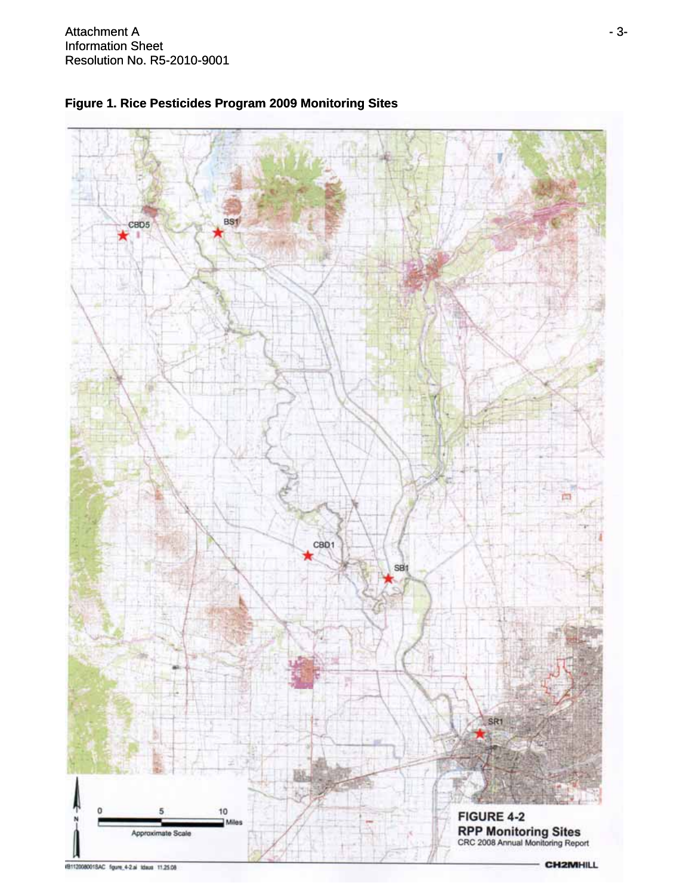**Figure 1. Rice Pesticides Program 2009 Monitoring Sites**

CBD5

BS1

CBD1

SB1

SR1

0 5 10 Miles

Approximate Scale

**FIGURE 4-2**

**RPP Monitoring Sites**

CRC 2008 Annual Monitoring Report

CH2MHILL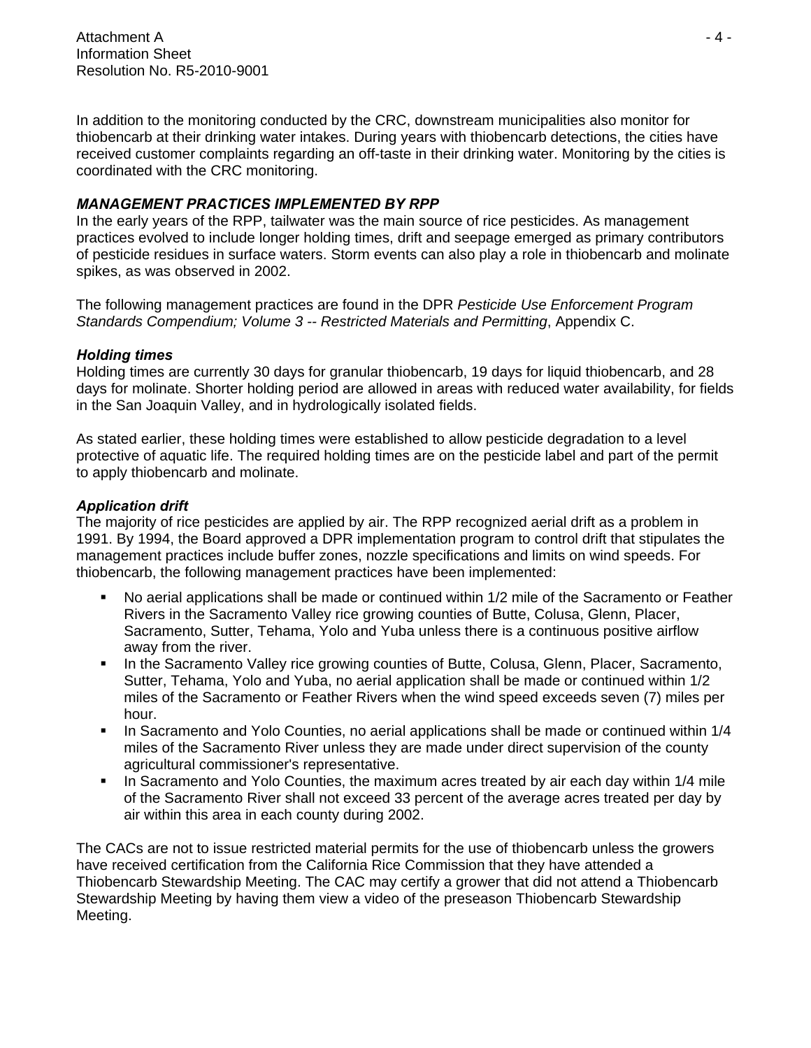In addition to the monitoring conducted by the CRC, downstream municipalities also monitor for thiobencarb at their drinking water intakes. During years with thiobencarb detections, the cities have received customer complaints regarding an off-taste in their drinking water. Monitoring by the cities is coordinated with the CRC monitoring.

### *MANAGEMENT PRACTICES IMPLEMENTED BY RPP*

In the early years of the RPP, tailwater was the main source of rice pesticides. As management practices evolved to include longer holding times, drift and seepage emerged as primary contributors of pesticide residues in surface waters. Storm events can also play a role in thiobencarb and molinate spikes, as was observed in 2002.

The following management practices are found in the DPR *Pesticide Use Enforcement Program Standards Compendium; Volume 3 -- Restricted Materials and Permitting*, Appendix C.

#### *Holding times*

Holding times are currently 30 days for granular thiobencarb, 19 days for liquid thiobencarb, and 28 days for molinate. Shorter holding period are allowed in areas with reduced water availability, for fields in the San Joaquin Valley, and in hydrologically isolated fields.

As stated earlier, these holding times were established to allow pesticide degradation to a level protective of aquatic life. The required holding times are on the pesticide label and part of the permit to apply thiobencarb and molinate.

#### *Application drift*

The majority of rice pesticides are applied by air. The RPP recognized aerial drift as a problem in 1991. By 1994, the Board approved a DPR implementation program to control drift that stipulates the management practices include buffer zones, nozzle specifications and limits on wind speeds. For thiobencarb, the following management practices have been implemented:

- No aerial applications shall be made or continued within 1/2 mile of the Sacramento or Feather Rivers in the Sacramento Valley rice growing counties of Butte, Colusa, Glenn, Placer, Sacramento, Sutter, Tehama, Yolo and Yuba unless there is a continuous positive airflow away from the river.
- In the Sacramento Valley rice growing counties of Butte, Colusa, Glenn, Placer, Sacramento, Sutter, Tehama, Yolo and Yuba, no aerial application shall be made or continued within 1/2 miles of the Sacramento or Feather Rivers when the wind speed exceeds seven (7) miles per hour.
- In Sacramento and Yolo Counties, no aerial applications shall be made or continued within 1/4 miles of the Sacramento River unless they are made under direct supervision of the county agricultural commissioner's representative.
- In Sacramento and Yolo Counties, the maximum acres treated by air each day within 1/4 mile of the Sacramento River shall not exceed 33 percent of the average acres treated per day by air within this area in each county during 2002.

The CACs are not to issue restricted material permits for the use of thiobencarb unless the growers have received certification from the California Rice Commission that they have attended a Thiobencarb Stewardship Meeting. The CAC may certify a grower that did not attend a Thiobencarb Stewardship Meeting by having them view a video of the preseason Thiobencarb Stewardship Meeting.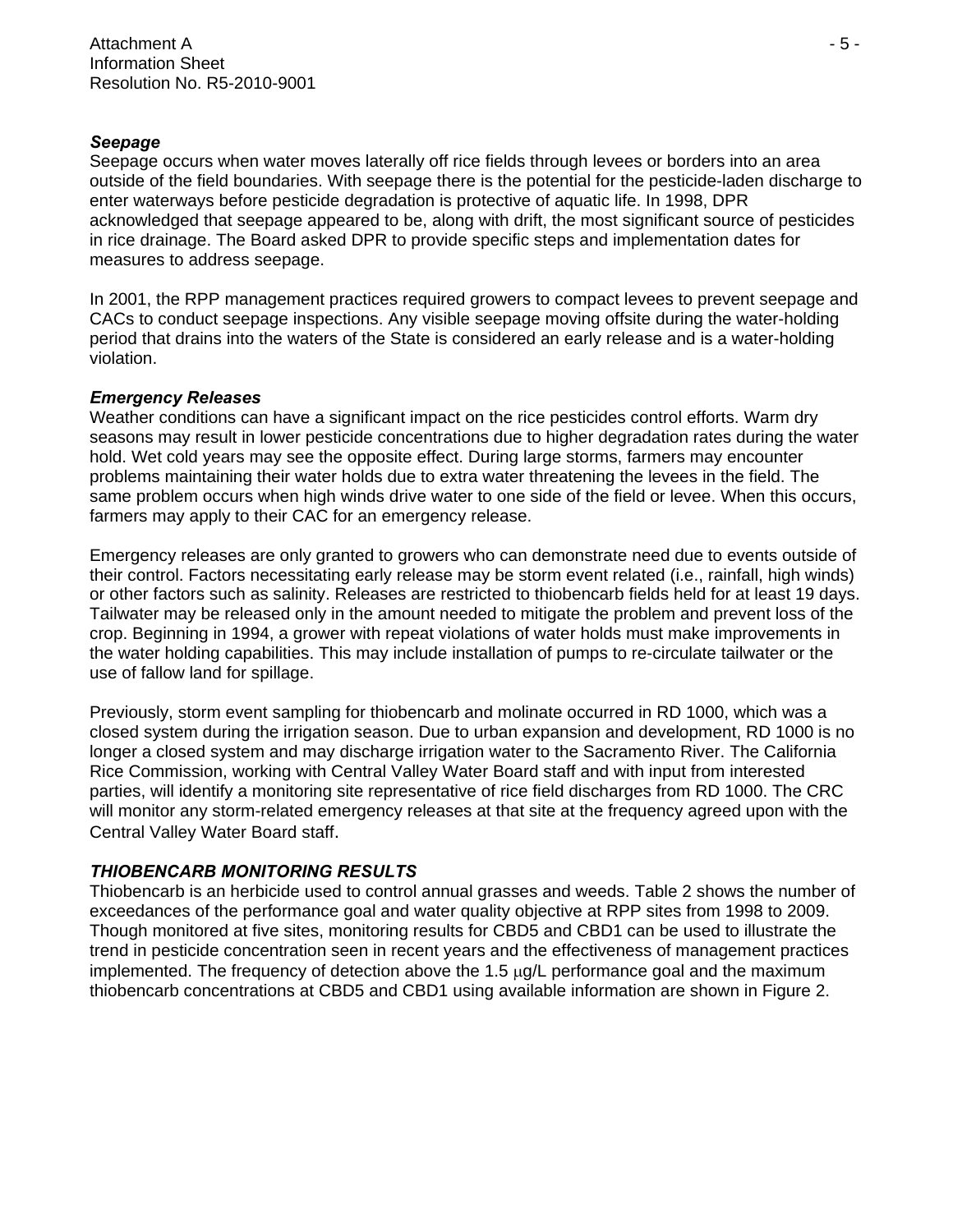### *Seepage*

Seepage occurs when water moves laterally off rice fields through levees or borders into an area outside of the field boundaries. With seepage there is the potential for the pesticide-laden discharge to enter waterways before pesticide degradation is protective of aquatic life. In 1998, DPR acknowledged that seepage appeared to be, along with drift, the most significant source of pesticides in rice drainage. The Board asked DPR to provide specific steps and implementation dates for measures to address seepage.

In 2001, the RPP management practices required growers to compact levees to prevent seepage and CACs to conduct seepage inspections. Any visible seepage moving offsite during the water-holding period that drains into the waters of the State is considered an early release and is a water-holding violation.

### *Emergency Releases*

Weather conditions can have a significant impact on the rice pesticides control efforts. Warm dry seasons may result in lower pesticide concentrations due to higher degradation rates during the water hold. Wet cold years may see the opposite effect. During large storms, farmers may encounter problems maintaining their water holds due to extra water threatening the levees in the field. The same problem occurs when high winds drive water to one side of the field or levee. When this occurs, farmers may apply to their CAC for an emergency release.

Emergency releases are only granted to growers who can demonstrate need due to events outside of their control. Factors necessitating early release may be storm event related (i.e., rainfall, high winds) or other factors such as salinity. Releases are restricted to thiobencarb fields held for at least 19 days. Tailwater may be released only in the amount needed to mitigate the problem and prevent loss of the crop. Beginning in 1994, a grower with repeat violations of water holds must make improvements in the water holding capabilities. This may include installation of pumps to re-circulate tailwater or the use of fallow land for spillage.

Previously, storm event sampling for thiobencarb and molinate occurred in RD 1000, which was a closed system during the irrigation season. Due to urban expansion and development, RD 1000 is no longer a closed system and may discharge irrigation water to the Sacramento River. The California Rice Commission, working with Central Valley Water Board staff and with input from interested parties, will identify a monitoring site representative of rice field discharges from RD 1000. The CRC will monitor any storm-related emergency releases at that site at the frequency agreed upon with the Central Valley Water Board staff.

### *THIOBENCARB MONITORING RESULTS*

Thiobencarb is an herbicide used to control annual grasses and weeds. Table 2 shows the number of exceedances of the performance goal and water quality objective at RPP sites from 1998 to 2009. Though monitored at five sites, monitoring results for CBD5 and CBD1 can be used to illustrate the trend in pesticide concentration seen in recent years and the effectiveness of management practices implemented. The frequency of detection above the 1.5 μg/L performance goal and the maximum thiobencarb concentrations at CBD5 and CBD1 using available information are shown in Figure 2.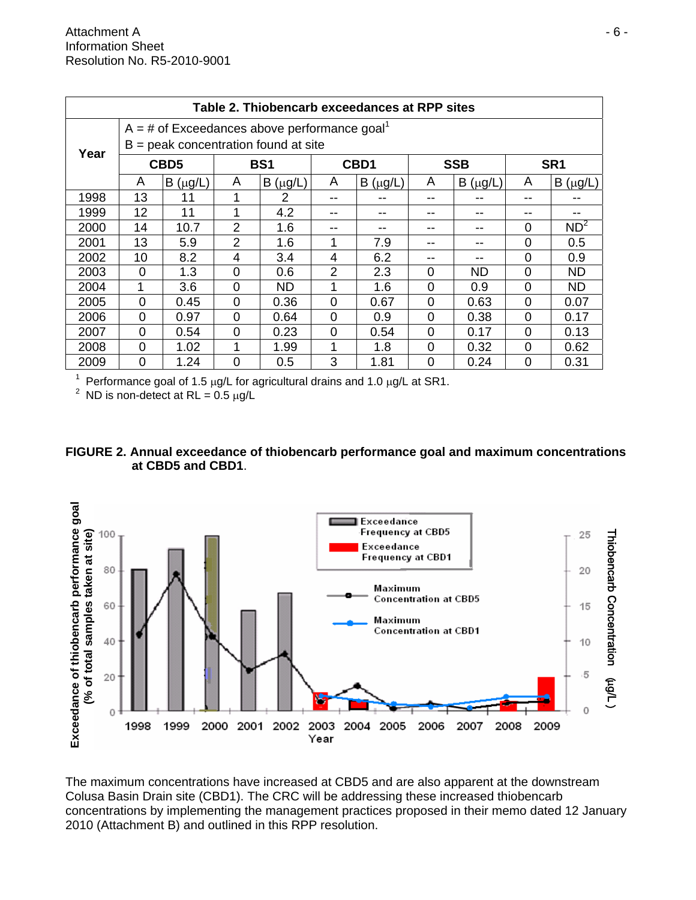**Table 2. Thiobencarb exceedances at RPP sites**

| Year | CBD5 | | BS1 | | CBD1 | | SSB | | SR1 | |
|---|---|---|---|---|---|---|---|---|---|---|
| | A = # of Exceedances above performance goal[1]; B = peak concentration found at site | | | | | | | | | |
| | A | B (μg/L) | A | B (μg/L) | A | B (μg/L) | A | B (μg/L) | A | B (μg/L) |
| 1998 | 13 | 11 | 1 | 2 | -- | -- | -- | -- | -- | -- |
| 1999 | 12 | 11 | 1 | 4.2 | -- | -- | -- | -- | -- | -- |
| 2000 | 14 | 10.7 | 2 | 1.6 | -- | -- | -- | -- | 0 | ND[2] |
| 2001 | 13 | 5.9 | 2 | 1.6 | 1 | 7.9 | -- | -- | 0 | 0.5 |
| 2002 | 10 | 8.2 | 4 | 3.4 | 4 | 6.2 | -- | -- | 0 | 0.9 |
| 2003 | 0 | 1.3 | 0 | 0.6 | 2 | 2.3 | 0 | ND | 0 | ND |
| 2004 | 1 | 3.6 | 0 | ND | 1 | 1.6 | 0 | 0.9 | 0 | ND |
| 2005 | 0 | 0.45 | 0 | 0.36 | 0 | 0.67 | 0 | 0.63 | 0 | 0.07 |
| 2006 | 0 | 0.97 | 0 | 0.64 | 0 | 0.9 | 0 | 0.38 | 0 | 0.17 |
| 2007 | 0 | 0.54 | 0 | 0.23 | 0 | 0.54 | 0 | 0.17 | 0 | 0.13 |
| 2008 | 0 | 1.02 | 1 | 1.99 | 1 | 1.8 | 0 | 0.32 | 0 | 0.62 |
| 2009 | 0 | 1.24 | 0 | 0.5 | 3 | 1.81 | 0 | 0.24 | 0 | 0.31 |

[1] Performance goal of 1.5 μg/L for agricultural drains and 1.0 μg/L at SR1.
[2] ND is non-detect at RL = 0.5 μg/L

**FIGURE 2. Annual exceedance of thiobencarb performance goal and maximum concentrations at CBD5 and CBD1**.

The maximum concentrations have increased at CBD5 and are also apparent at the downstream Colusa Basin Drain site (CBD1). The CRC will be addressing these increased thiobencarb concentrations by implementing the management practices proposed in their memo dated 12 January 2010 (Attachment B) and outlined in this RPP resolution.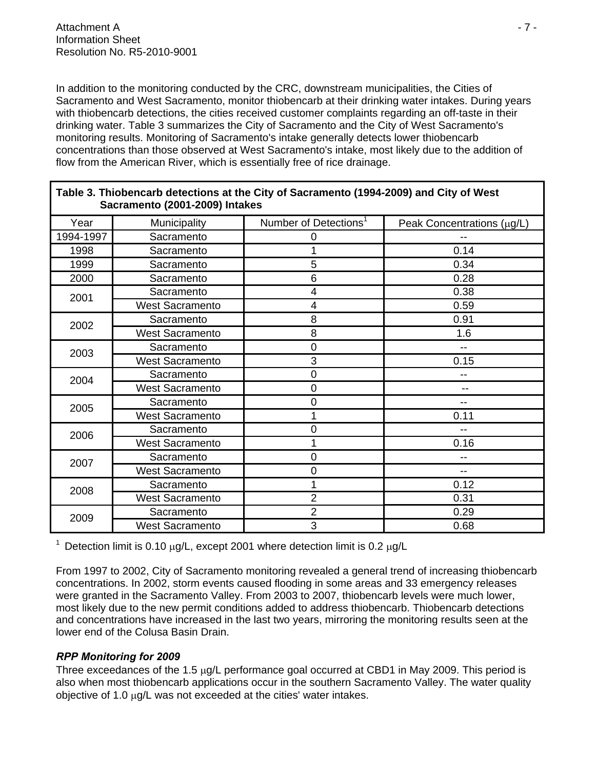In addition to the monitoring conducted by the CRC, downstream municipalities, the Cities of Sacramento and West Sacramento, monitor thiobencarb at their drinking water intakes. During years with thiobencarb detections, the cities received customer complaints regarding an off-taste in their drinking water. Table 3 summarizes the City of Sacramento and the City of West Sacramento's monitoring results. Monitoring of Sacramento's intake generally detects lower thiobencarb concentrations than those observed at West Sacramento's intake, most likely due to the addition of flow from the American River, which is essentially free of rice drainage.

**Table 3. Thiobencarb detections at the City of Sacramento (1994-2009) and City of West Sacramento (2001-2009) Intakes**

| Year | Municipality | Number of Detections[1] | Peak Concentrations (μg/L) |
|---|---|---|---|
| 1994-1997 | Sacramento | 0 | -- |
| 1998 | Sacramento | 1 | 0.14 |
| 1999 | Sacramento | 5 | 0.34 |
| 2000 | Sacramento | 6 | 0.28 |
| 2001 | Sacramento | 4 | 0.38 |
| | West Sacramento | 4 | 0.59 |
| 2002 | Sacramento | 8 | 0.91 |
| | West Sacramento | 8 | 1.6 |
| 2003 | Sacramento | 0 | -- |
| | West Sacramento | 3 | 0.15 |
| 2004 | Sacramento | 0 | -- |
| | West Sacramento | 0 | -- |
| 2005 | Sacramento | 0 | -- |
| | West Sacramento | 1 | 0.11 |
| 2006 | Sacramento | 0 | -- |
| | West Sacramento | 1 | 0.16 |
| 2007 | Sacramento | 0 | -- |
| | West Sacramento | 0 | -- |
| 2008 | Sacramento | 1 | 0.12 |
| | West Sacramento | 2 | 0.31 |
| 2009 | Sacramento | 2 | 0.29 |
| | West Sacramento | 3 | 0.68 |

[1] Detection limit is 0.10 μg/L, except 2001 where detection limit is 0.2 μg/L

From 1997 to 2002, City of Sacramento monitoring revealed a general trend of increasing thiobencarb concentrations. In 2002, storm events caused flooding in some areas and 33 emergency releases were granted in the Sacramento Valley. From 2003 to 2007, thiobencarb levels were much lower, most likely due to the new permit conditions added to address thiobencarb. Thiobencarb detections and concentrations have increased in the last two years, mirroring the monitoring results seen at the lower end of the Colusa Basin Drain.

### *RPP Monitoring for 2009*

Three exceedances of the 1.5 μg/L performance goal occurred at CBD1 in May 2009. This period is also when most thiobencarb applications occur in the southern Sacramento Valley. The water quality objective of 1.0 μg/L was not exceeded at the cities' water intakes.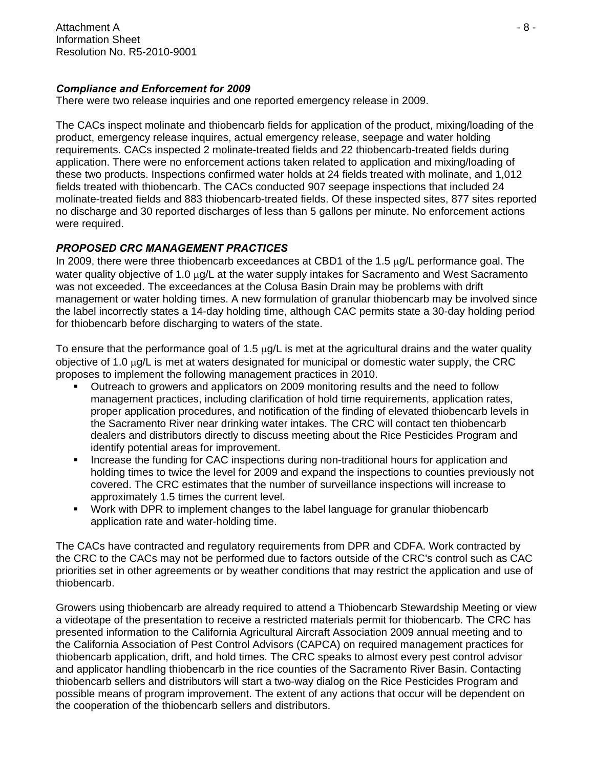### *Compliance and Enforcement for 2009*

There were two release inquiries and one reported emergency release in 2009.

The CACs inspect molinate and thiobencarb fields for application of the product, mixing/loading of the product, emergency release inquires, actual emergency release, seepage and water holding requirements. CACs inspected 2 molinate-treated fields and 22 thiobencarb-treated fields during application. There were no enforcement actions taken related to application and mixing/loading of these two products. Inspections confirmed water holds at 24 fields treated with molinate, and 1,012 fields treated with thiobencarb. The CACs conducted 907 seepage inspections that included 24 molinate-treated fields and 883 thiobencarb-treated fields. Of these inspected sites, 877 sites reported no discharge and 30 reported discharges of less than 5 gallons per minute. No enforcement actions were required.

### *PROPOSED CRC MANAGEMENT PRACTICES*

In 2009, there were three thiobencarb exceedances at CBD1 of the 1.5 μg/L performance goal. The water quality objective of 1.0 μg/L at the water supply intakes for Sacramento and West Sacramento was not exceeded. The exceedances at the Colusa Basin Drain may be problems with drift management or water holding times. A new formulation of granular thiobencarb may be involved since the label incorrectly states a 14-day holding time, although CAC permits state a 30-day holding period for thiobencarb before discharging to waters of the state.

To ensure that the performance goal of 1.5 μg/L is met at the agricultural drains and the water quality objective of 1.0 μg/L is met at waters designated for municipal or domestic water supply, the CRC proposes to implement the following management practices in 2010.

- Outreach to growers and applicators on 2009 monitoring results and the need to follow management practices, including clarification of hold time requirements, application rates, proper application procedures, and notification of the finding of elevated thiobencarb levels in the Sacramento River near drinking water intakes. The CRC will contact ten thiobencarb dealers and distributors directly to discuss meeting about the Rice Pesticides Program and identify potential areas for improvement.
- Increase the funding for CAC inspections during non-traditional hours for application and holding times to twice the level for 2009 and expand the inspections to counties previously not covered. The CRC estimates that the number of surveillance inspections will increase to approximately 1.5 times the current level.
- Work with DPR to implement changes to the label language for granular thiobencarb application rate and water-holding time.

The CACs have contracted and regulatory requirements from DPR and CDFA. Work contracted by the CRC to the CACs may not be performed due to factors outside of the CRC's control such as CAC priorities set in other agreements or by weather conditions that may restrict the application and use of thiobencarb.

Growers using thiobencarb are already required to attend a Thiobencarb Stewardship Meeting or view a videotape of the presentation to receive a restricted materials permit for thiobencarb. The CRC has presented information to the California Agricultural Aircraft Association 2009 annual meeting and to the California Association of Pest Control Advisors (CAPCA) on required management practices for thiobencarb application, drift, and hold times. The CRC speaks to almost every pest control advisor and applicator handling thiobencarb in the rice counties of the Sacramento River Basin. Contacting thiobencarb sellers and distributors will start a two-way dialog on the Rice Pesticides Program and possible means of program improvement. The extent of any actions that occur will be dependent on the cooperation of the thiobencarb sellers and distributors.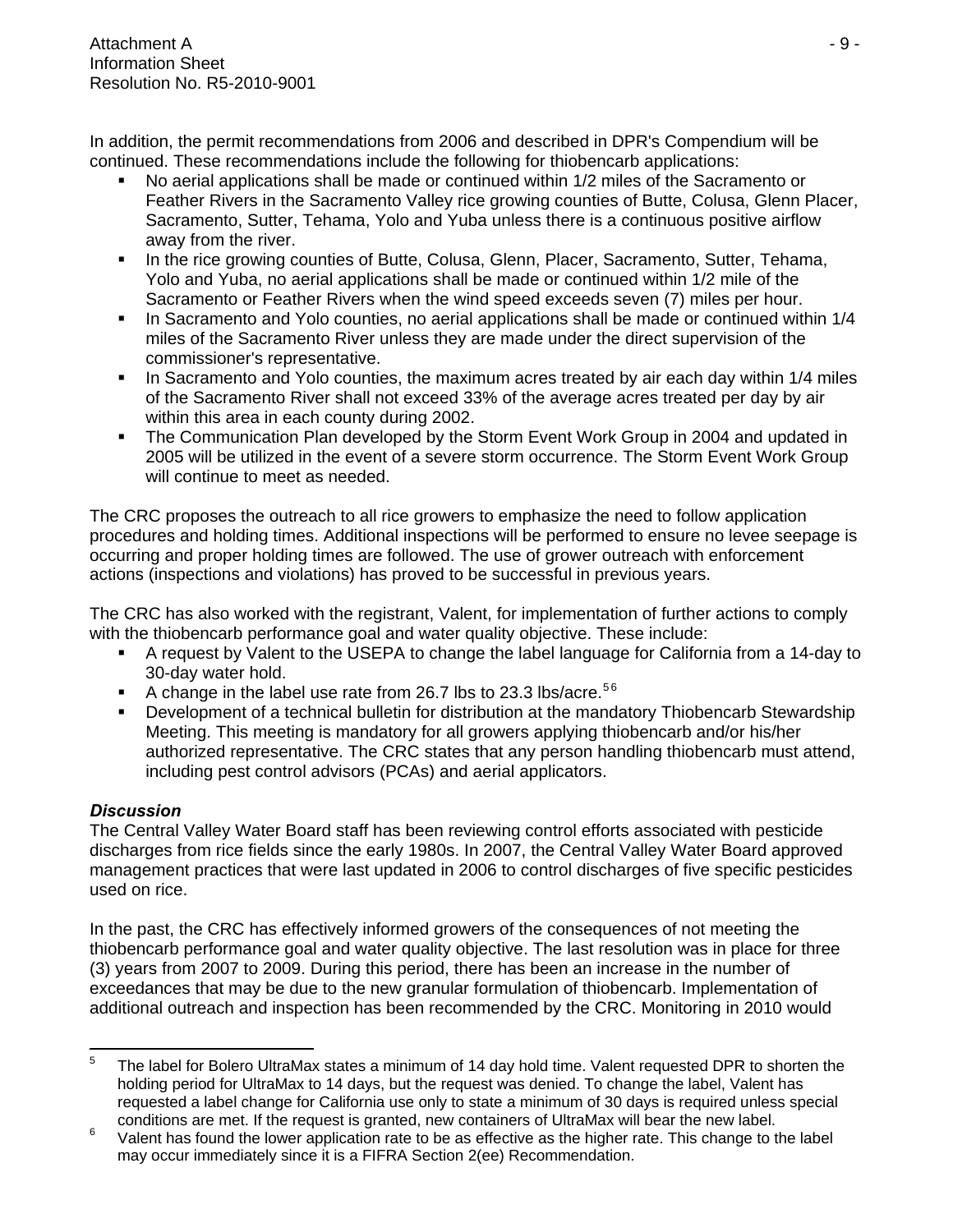In addition, the permit recommendations from 2006 and described in DPR's Compendium will be continued. These recommendations include the following for thiobencarb applications:

- No aerial applications shall be made or continued within 1/2 miles of the Sacramento or Feather Rivers in the Sacramento Valley rice growing counties of Butte, Colusa, Glenn Placer, Sacramento, Sutter, Tehama, Yolo and Yuba unless there is a continuous positive airflow away from the river.
- In the rice growing counties of Butte, Colusa, Glenn, Placer, Sacramento, Sutter, Tehama, Yolo and Yuba, no aerial applications shall be made or continued within 1/2 mile of the Sacramento or Feather Rivers when the wind speed exceeds seven (7) miles per hour.
- In Sacramento and Yolo counties, no aerial applications shall be made or continued within 1/4 miles of the Sacramento River unless they are made under the direct supervision of the commissioner's representative.
- In Sacramento and Yolo counties, the maximum acres treated by air each day within 1/4 miles of the Sacramento River shall not exceed 33% of the average acres treated per day by air within this area in each county during 2002.
- The Communication Plan developed by the Storm Event Work Group in 2004 and updated in 2005 will be utilized in the event of a severe storm occurrence. The Storm Event Work Group will continue to meet as needed.

The CRC proposes the outreach to all rice growers to emphasize the need to follow application procedures and holding times. Additional inspections will be performed to ensure no levee seepage is occurring and proper holding times are followed. The use of grower outreach with enforcement actions (inspections and violations) has proved to be successful in previous years.

The CRC has also worked with the registrant, Valent, for implementation of further actions to comply with the thiobencarb performance goal and water quality objective. These include:

- A request by Valent to the USEPA to change the label language for California from a 14-day to 30-day water hold.
- A change in the label use rate from 26.7 lbs to 23.3 lbs/acre.[5,6]
- Development of a technical bulletin for distribution at the mandatory Thiobencarb Stewardship Meeting. This meeting is mandatory for all growers applying thiobencarb and/or his/her authorized representative. The CRC states that any person handling thiobencarb must attend, including pest control advisors (PCAs) and aerial applicators.

### *Discussion*

The Central Valley Water Board staff has been reviewing control efforts associated with pesticide discharges from rice fields since the early 1980s. In 2007, the Central Valley Water Board approved management practices that were last updated in 2006 to control discharges of five specific pesticides used on rice.

In the past, the CRC has effectively informed growers of the consequences of not meeting the thiobencarb performance goal and water quality objective. The last resolution was in place for three (3) years from 2007 to 2009. During this period, there has been an increase in the number of exceedances that may be due to the new granular formulation of thiobencarb. Implementation of additional outreach and inspection has been recommended by the CRC. Monitoring in 2010 would

---

[5] The label for Bolero UltraMax states a minimum of 14 day hold time. Valent requested DPR to shorten the holding period for UltraMax to 14 days, but the request was denied. To change the label, Valent has requested a label change for California use only to state a minimum of 30 days is required unless special conditions are met. If the request is granted, new containers of UltraMax will bear the new label.

[6] Valent has found the lower application rate to be as effective as the higher rate. This change to the label may occur immediately since it is a FIFRA Section 2(ee) Recommendation.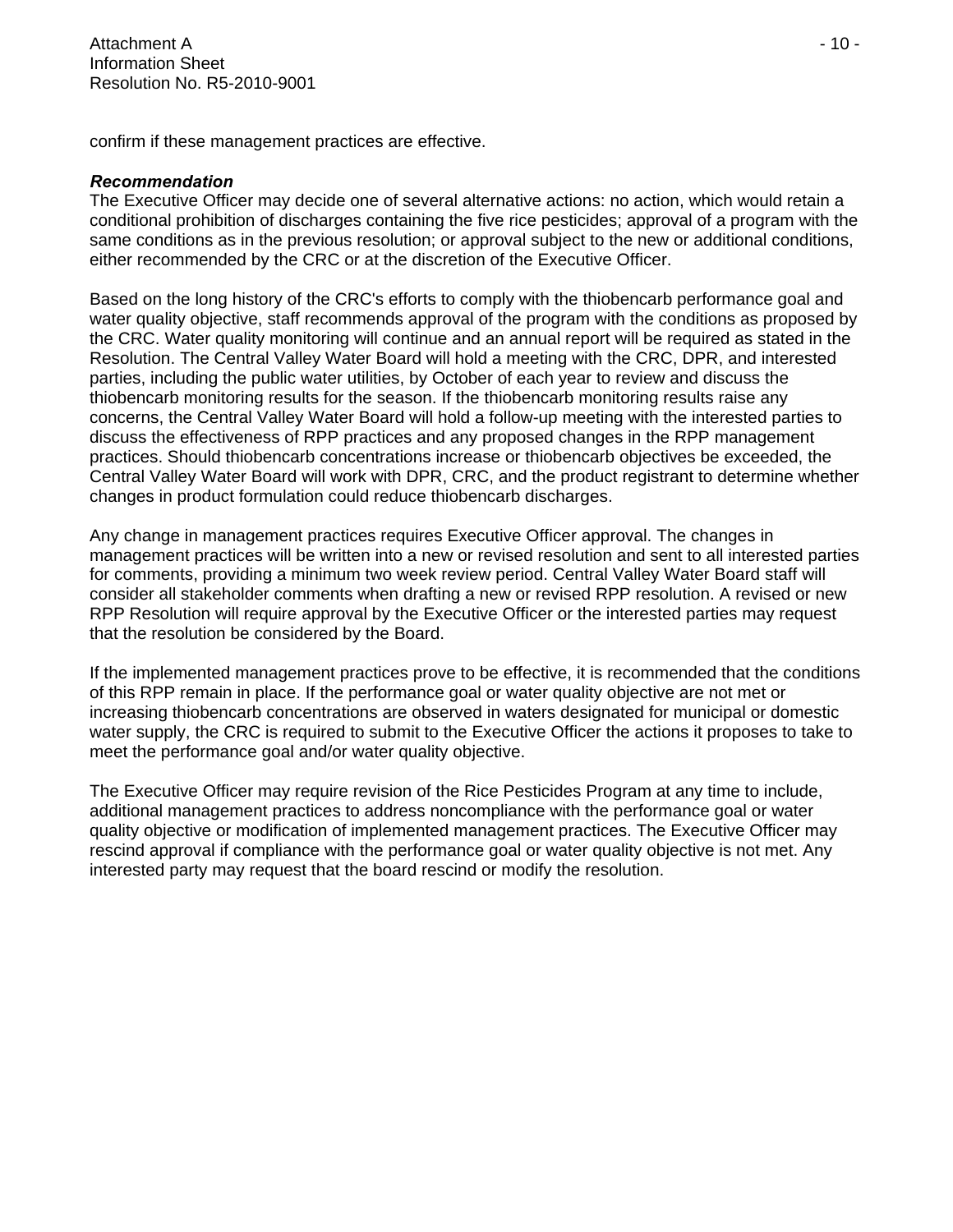confirm if these management practices are effective.

***Recommendation***

The Executive Officer may decide one of several alternative actions: no action, which would retain a conditional prohibition of discharges containing the five rice pesticides; approval of a program with the same conditions as in the previous resolution; or approval subject to the new or additional conditions, either recommended by the CRC or at the discretion of the Executive Officer.

Based on the long history of the CRC's efforts to comply with the thiobencarb performance goal and water quality objective, staff recommends approval of the program with the conditions as proposed by the CRC. Water quality monitoring will continue and an annual report will be required as stated in the Resolution. The Central Valley Water Board will hold a meeting with the CRC, DPR, and interested parties, including the public water utilities, by October of each year to review and discuss the thiobencarb monitoring results for the season. If the thiobencarb monitoring results raise any concerns, the Central Valley Water Board will hold a follow-up meeting with the interested parties to discuss the effectiveness of RPP practices and any proposed changes in the RPP management practices. Should thiobencarb concentrations increase or thiobencarb objectives be exceeded, the Central Valley Water Board will work with DPR, CRC, and the product registrant to determine whether changes in product formulation could reduce thiobencarb discharges.

Any change in management practices requires Executive Officer approval. The changes in management practices will be written into a new or revised resolution and sent to all interested parties for comments, providing a minimum two week review period. Central Valley Water Board staff will consider all stakeholder comments when drafting a new or revised RPP resolution. A revised or new RPP Resolution will require approval by the Executive Officer or the interested parties may request that the resolution be considered by the Board.

If the implemented management practices prove to be effective, it is recommended that the conditions of this RPP remain in place. If the performance goal or water quality objective are not met or increasing thiobencarb concentrations are observed in waters designated for municipal or domestic water supply, the CRC is required to submit to the Executive Officer the actions it proposes to take to meet the performance goal and/or water quality objective.

The Executive Officer may require revision of the Rice Pesticides Program at any time to include, additional management practices to address noncompliance with the performance goal or water quality objective or modification of implemented management practices. The Executive Officer may rescind approval if compliance with the performance goal or water quality objective is not met. Any interested party may request that the board rescind or modify the resolution.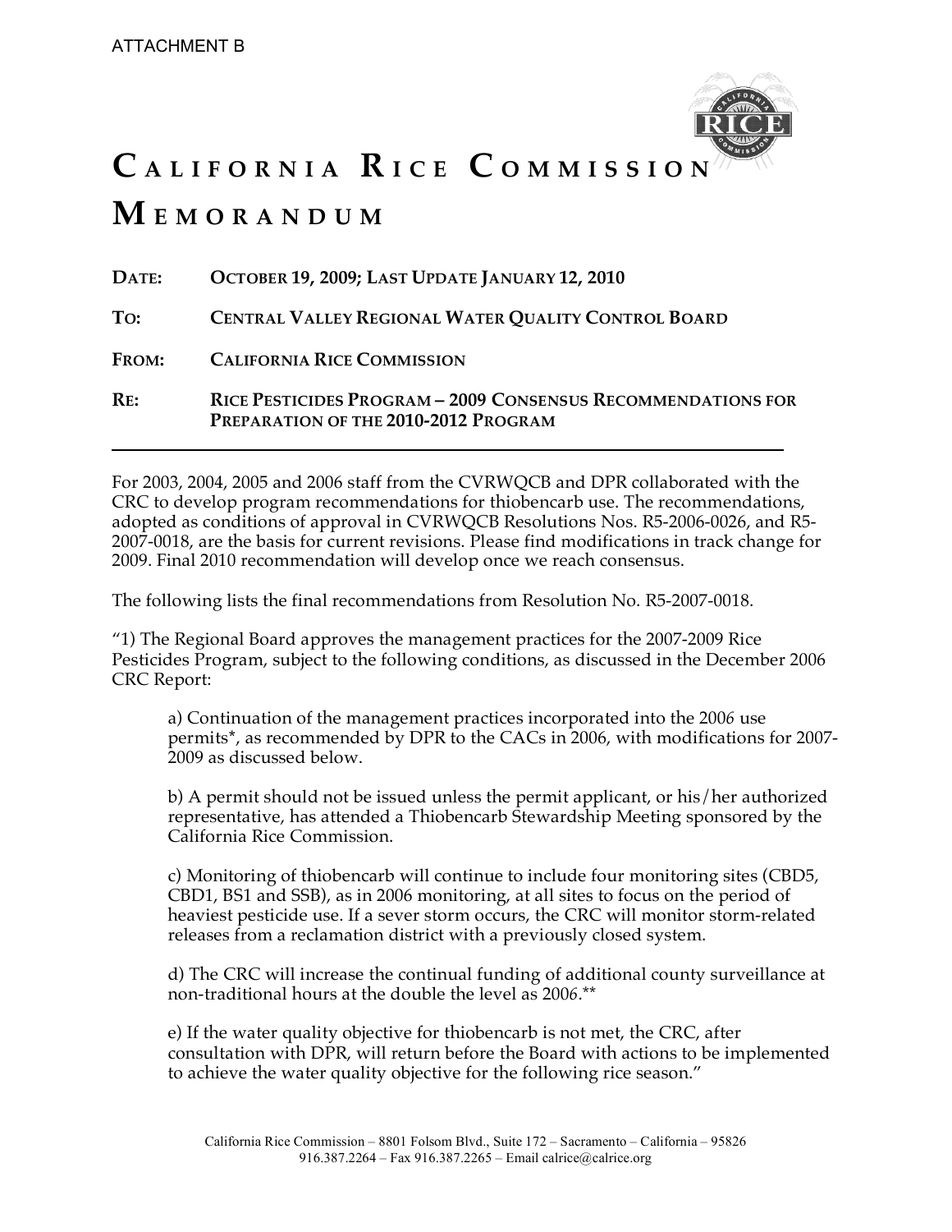ATTACHMENT B

# CALIFORNIA RICE COMMISSION MEMORANDUM

**DATE:** OCTOBER 19, 2009; LAST UPDATE JANUARY 12, 2010

**TO:** CENTRAL VALLEY REGIONAL WATER QUALITY CONTROL BOARD

**FROM:** CALIFORNIA RICE COMMISSION

**RE:** RICE PESTICIDES PROGRAM – 2009 CONSENSUS RECOMMENDATIONS FOR PREPARATION OF THE 2010-2012 PROGRAM

---

For 2003, 2004, 2005 and 2006 staff from the CVRWQCB and DPR collaborated with the CRC to develop program recommendations for thiobencarb use. The recommendations, adopted as conditions of approval in CVRWQCB Resolutions Nos. R5-2006-0026, and R5-2007-0018, are the basis for current revisions. Please find modifications in track change for 2009. Final 2010 recommendation will develop once we reach consensus.

The following lists the final recommendations from Resolution No. R5-2007-0018.

"1) The Regional Board approves the management practices for the 2007-2009 Rice Pesticides Program, subject to the following conditions, as discussed in the December 2006 CRC Report:

> a) Continuation of the management practices incorporated into the 2006 use permits*, as recommended by DPR to the CACs in 2006, with modifications for 2007-2009 as discussed below.
>
> b) A permit should not be issued unless the permit applicant, or his/her authorized representative, has attended a Thiobencarb Stewardship Meeting sponsored by the California Rice Commission.
>
> c) Monitoring of thiobencarb will continue to include four monitoring sites (CBD5, CBD1, BS1 and SSB), as in 2006 monitoring, at all sites to focus on the period of heaviest pesticide use. If a sever storm occurs, the CRC will monitor storm-related releases from a reclamation district with a previously closed system.
>
> d) The CRC will increase the continual funding of additional county surveillance at non-traditional hours at the double the level as 2006.**
>
> e) If the water quality objective for thiobencarb is not met, the CRC, after consultation with DPR, will return before the Board with actions to be implemented to achieve the water quality objective for the following rice season."

California Rice Commission – 8801 Folsom Blvd., Suite 172 – Sacramento – California – 95826
916.387.2264 – Fax 916.387.2265 – Email calrice@calrice.org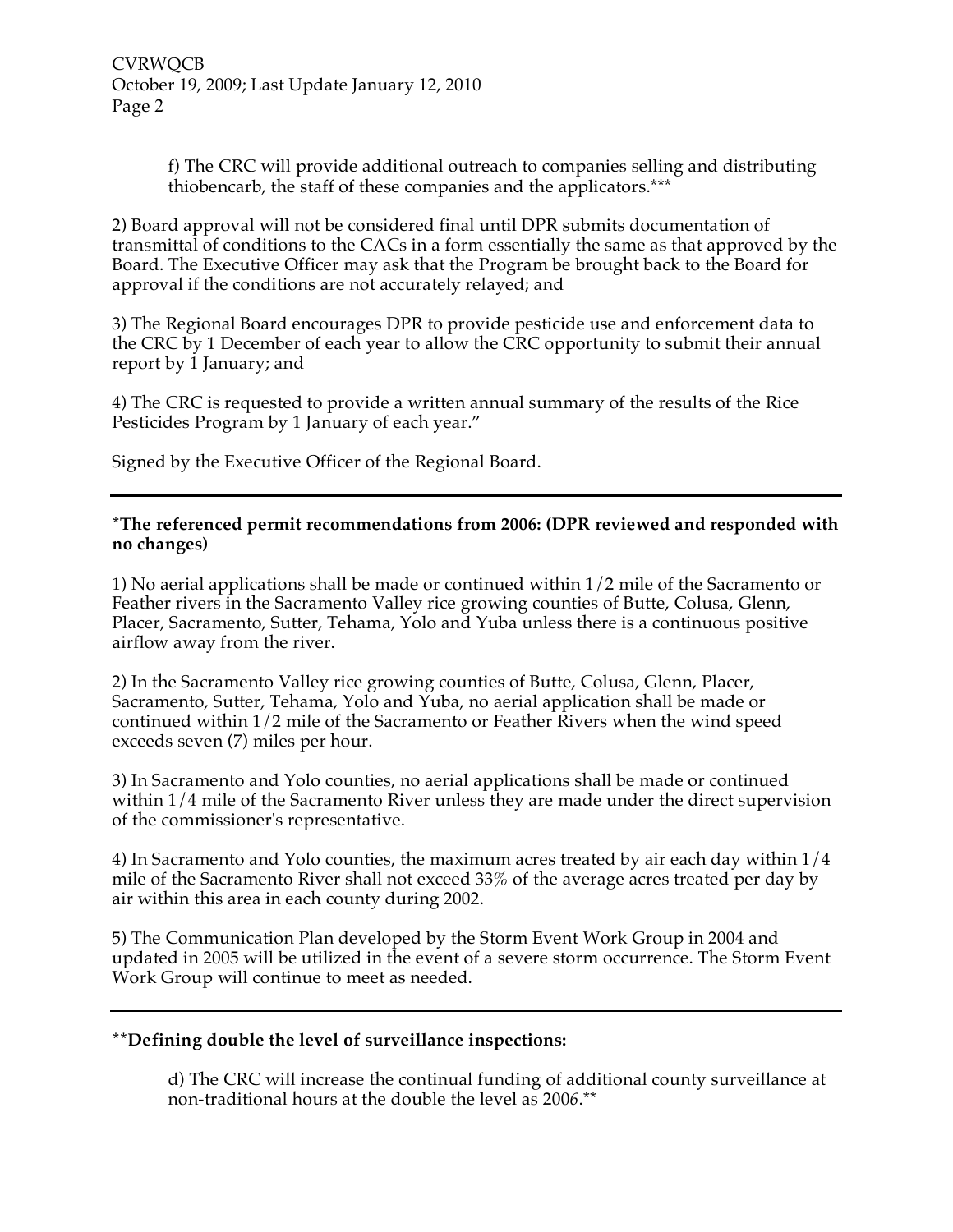f) The CRC will provide additional outreach to companies selling and distributing thiobencarb, the staff of these companies and the applicators.***

2) Board approval will not be considered final until DPR submits documentation of transmittal of conditions to the CACs in a form essentially the same as that approved by the Board. The Executive Officer may ask that the Program be brought back to the Board for approval if the conditions are not accurately relayed; and

3) The Regional Board encourages DPR to provide pesticide use and enforcement data to the CRC by 1 December of each year to allow the CRC opportunity to submit their annual report by 1 January; and

4) The CRC is requested to provide a written annual summary of the results of the Rice Pesticides Program by 1 January of each year."

Signed by the Executive Officer of the Regional Board.

---

**\*The referenced permit recommendations from 2006: (DPR reviewed and responded with no changes)**

1) No aerial applications shall be made or continued within 1/2 mile of the Sacramento or Feather rivers in the Sacramento Valley rice growing counties of Butte, Colusa, Glenn, Placer, Sacramento, Sutter, Tehama, Yolo and Yuba unless there is a continuous positive airflow away from the river.

2) In the Sacramento Valley rice growing counties of Butte, Colusa, Glenn, Placer, Sacramento, Sutter, Tehama, Yolo and Yuba, no aerial application shall be made or continued within 1/2 mile of the Sacramento or Feather Rivers when the wind speed exceeds seven (7) miles per hour.

3) In Sacramento and Yolo counties, no aerial applications shall be made or continued within 1/4 mile of the Sacramento River unless they are made under the direct supervision of the commissioner's representative.

4) In Sacramento and Yolo counties, the maximum acres treated by air each day within 1/4 mile of the Sacramento River shall not exceed 33% of the average acres treated per day by air within this area in each county during 2002.

5) The Communication Plan developed by the Storm Event Work Group in 2004 and updated in 2005 will be utilized in the event of a severe storm occurrence. The Storm Event Work Group will continue to meet as needed.

---

**\*\*Defining double the level of surveillance inspections:**

d) The CRC will increase the continual funding of additional county surveillance at non-traditional hours at the double the level as 2006.**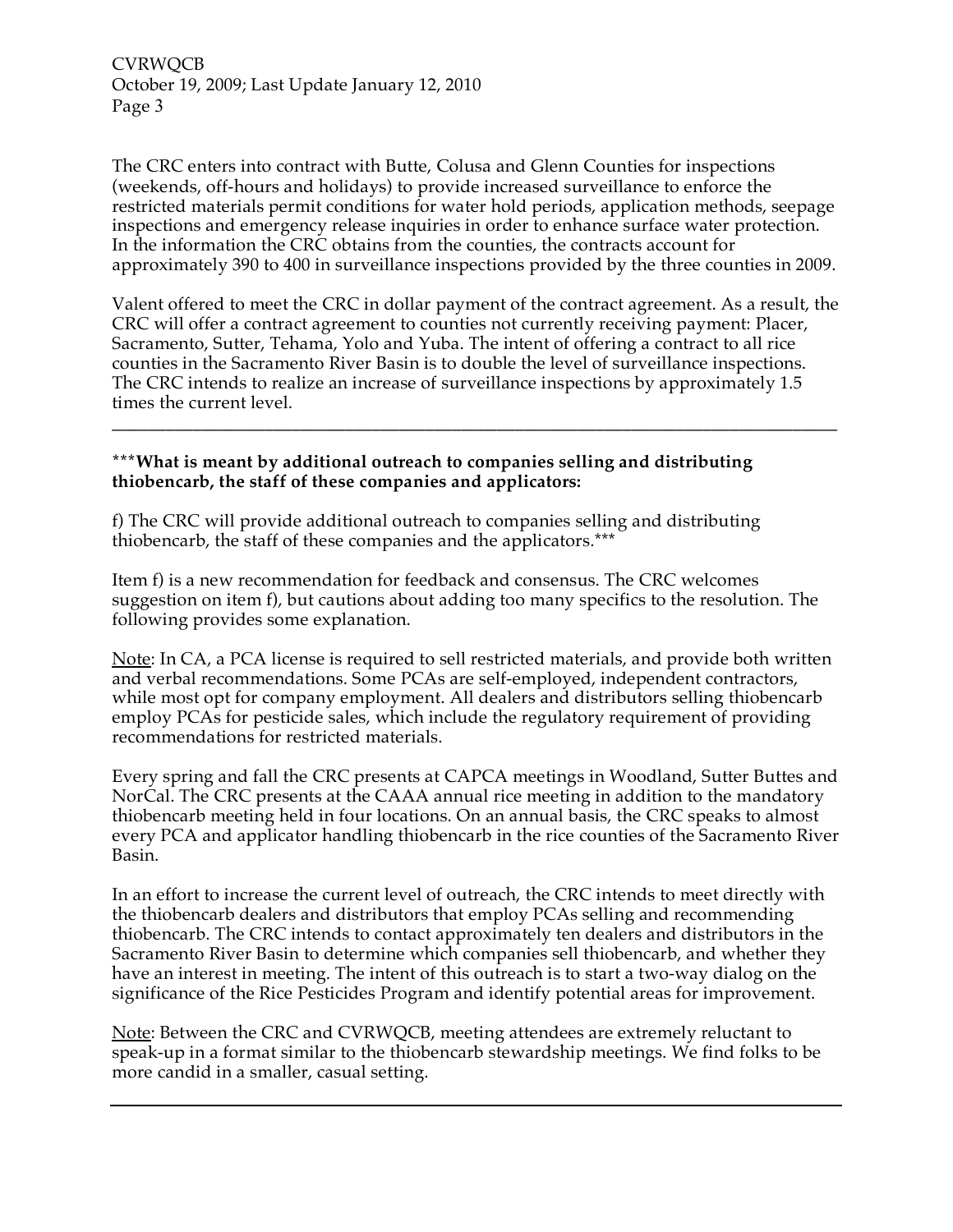The CRC enters into contract with Butte, Colusa and Glenn Counties for inspections (weekends, off-hours and holidays) to provide increased surveillance to enforce the restricted materials permit conditions for water hold periods, application methods, seepage inspections and emergency release inquiries in order to enhance surface water protection. In the information the CRC obtains from the counties, the contracts account for approximately 390 to 400 in surveillance inspections provided by the three counties in 2009.

Valent offered to meet the CRC in dollar payment of the contract agreement. As a result, the CRC will offer a contract agreement to counties not currently receiving payment: Placer, Sacramento, Sutter, Tehama, Yolo and Yuba. The intent of offering a contract to all rice counties in the Sacramento River Basin is to double the level of surveillance inspections. The CRC intends to realize an increase of surveillance inspections by approximately 1.5 times the current level.

---

***What is meant by additional outreach to companies selling and distributing thiobencarb, the staff of these companies and applicators:**

f) The CRC will provide additional outreach to companies selling and distributing thiobencarb, the staff of these companies and the applicators.***

Item f) is a new recommendation for feedback and consensus. The CRC welcomes suggestion on item f), but cautions about adding too many specifics to the resolution. The following provides some explanation.

<u>Note</u>: In CA, a PCA license is required to sell restricted materials, and provide both written and verbal recommendations. Some PCAs are self-employed, independent contractors, while most opt for company employment. All dealers and distributors selling thiobencarb employ PCAs for pesticide sales, which include the regulatory requirement of providing recommendations for restricted materials.

Every spring and fall the CRC presents at CAPCA meetings in Woodland, Sutter Buttes and NorCal. The CRC presents at the CAAA annual rice meeting in addition to the mandatory thiobencarb meeting held in four locations. On an annual basis, the CRC speaks to almost every PCA and applicator handling thiobencarb in the rice counties of the Sacramento River Basin.

In an effort to increase the current level of outreach, the CRC intends to meet directly with the thiobencarb dealers and distributors that employ PCAs selling and recommending thiobencarb. The CRC intends to contact approximately ten dealers and distributors in the Sacramento River Basin to determine which companies sell thiobencarb, and whether they have an interest in meeting. The intent of this outreach is to start a two-way dialog on the significance of the Rice Pesticides Program and identify potential areas for improvement.

<u>Note</u>: Between the CRC and CVRWQCB, meeting attendees are extremely reluctant to speak-up in a format similar to the thiobencarb stewardship meetings. We find folks to be more candid in a smaller, casual setting.

---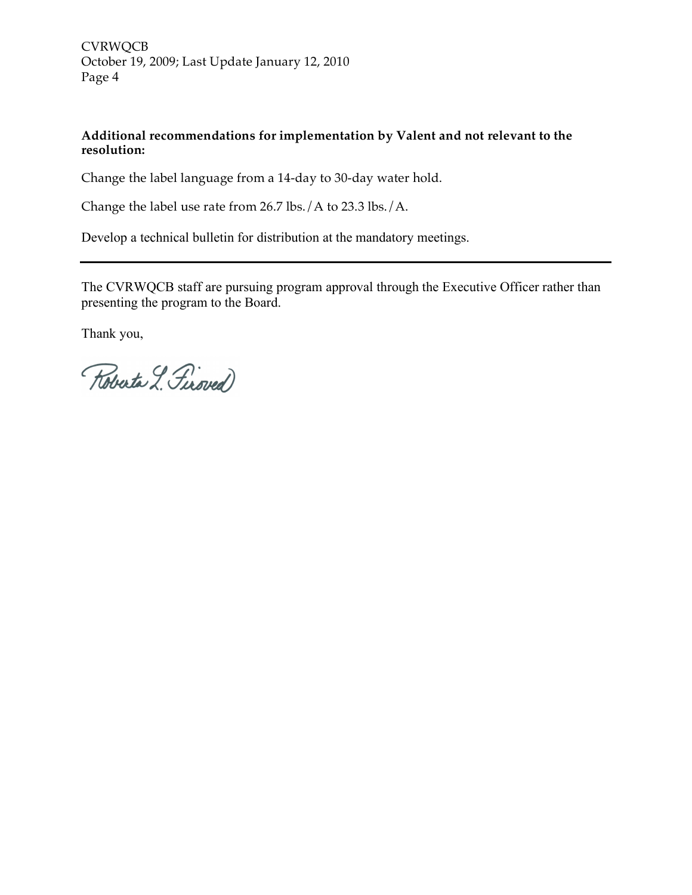**Additional recommendations for implementation by Valent and not relevant to the resolution:**

Change the label language from a 14-day to 30-day water hold.

Change the label use rate from 26.7 lbs./A to 23.3 lbs./A.

Develop a technical bulletin for distribution at the mandatory meetings.

---

The CVRWQCB staff are pursuing program approval through the Executive Officer rather than presenting the program to the Board.

Thank you,

Roberta L. Firoved